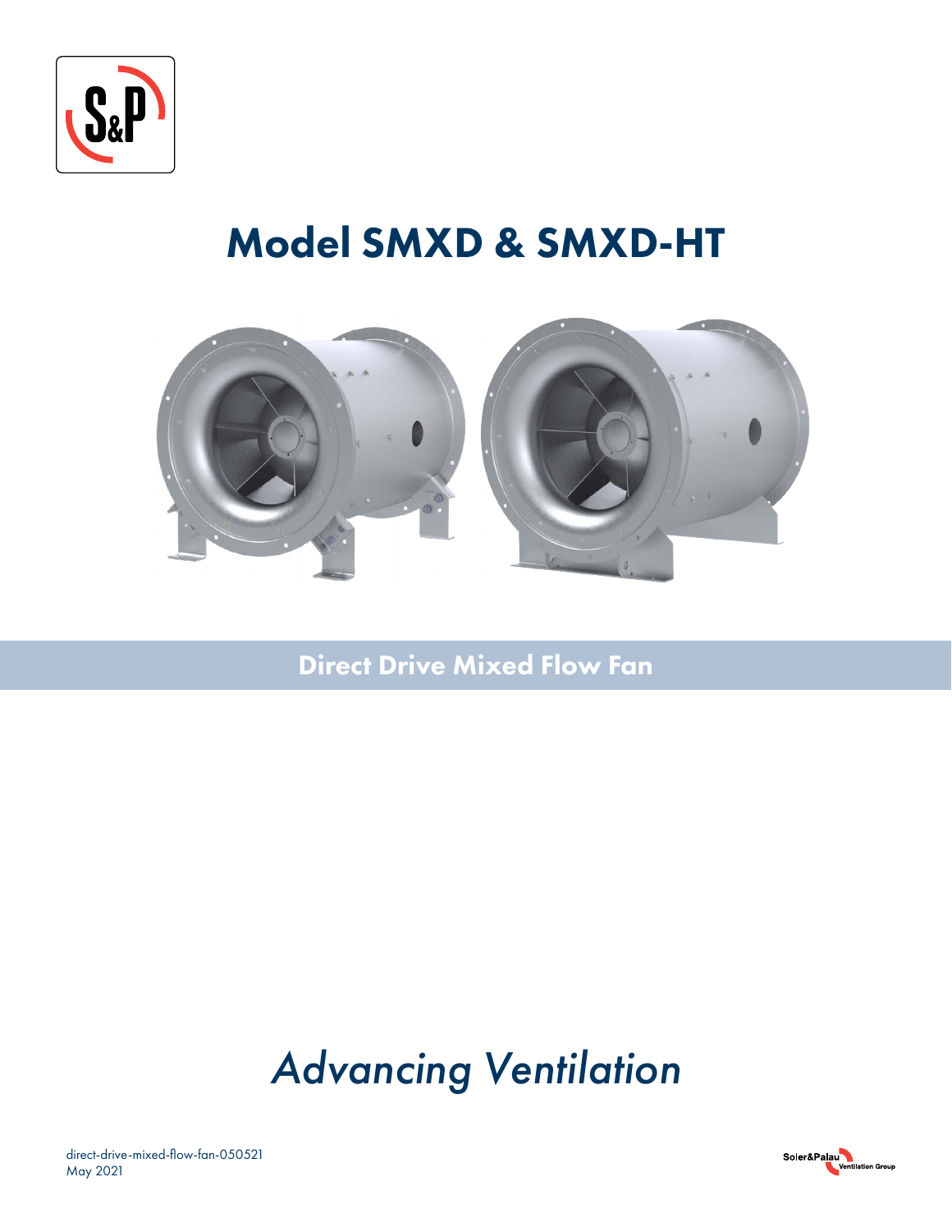# Model SMXD & SMXD-HT

## Direct Drive Mixed Flow Fan

*Advancing Ventilation*

direct-drive-mixed-flow-fan-050521
May 2021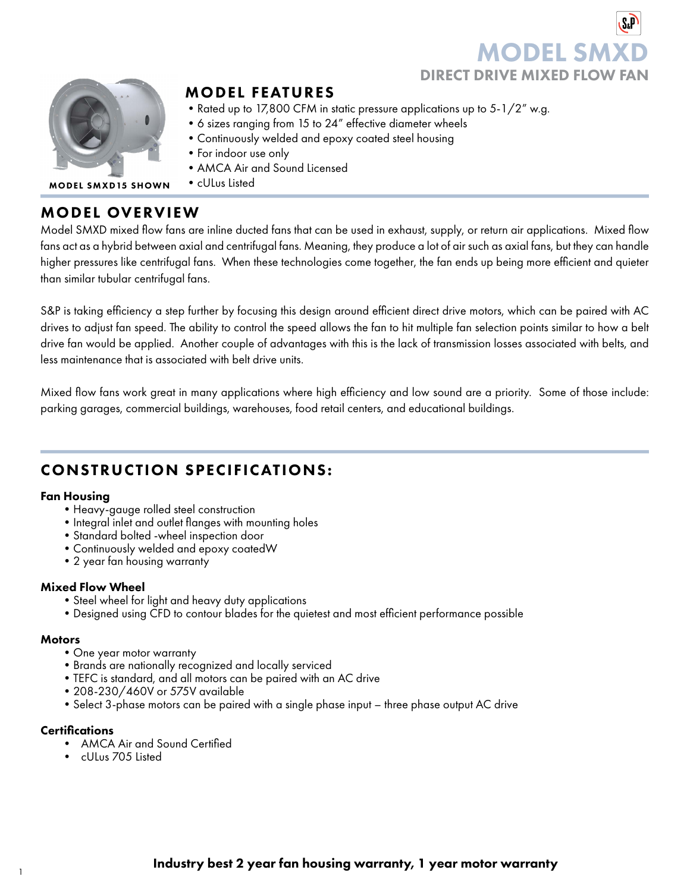# MODEL SMXD

## DIRECT DRIVE MIXED FLOW FAN

MODEL SMXD15 SHOWN

## MODEL FEATURES

- Rated up to 17,800 CFM in static pressure applications up to 5-1/2" w.g.
- 6 sizes ranging from 15 to 24" effective diameter wheels
- Continuously welded and epoxy coated steel housing
- For indoor use only
- AMCA Air and Sound Licensed
- cULus Listed

## MODEL OVERVIEW

Model SMXD mixed flow fans are inline ducted fans that can be used in exhaust, supply, or return air applications. Mixed flow fans act as a hybrid between axial and centrifugal fans. Meaning, they produce a lot of air such as axial fans, but they can handle higher pressures like centrifugal fans. When these technologies come together, the fan ends up being more efficient and quieter than similar tubular centrifugal fans.

S&P is taking efficiency a step further by focusing this design around efficient direct drive motors, which can be paired with AC drives to adjust fan speed. The ability to control the speed allows the fan to hit multiple fan selection points similar to how a belt drive fan would be applied. Another couple of advantages with this is the lack of transmission losses associated with belts, and less maintenance that is associated with belt drive units.

Mixed flow fans work great in many applications where high efficiency and low sound are a priority. Some of those include: parking garages, commercial buildings, warehouses, food retail centers, and educational buildings.

## CONSTRUCTION SPECIFICATIONS:

### Fan Housing

- Heavy-gauge rolled steel construction
- Integral inlet and outlet flanges with mounting holes
- Standard bolted -wheel inspection door
- Continuously welded and epoxy coatedW
- 2 year fan housing warranty

### Mixed Flow Wheel

- Steel wheel for light and heavy duty applications
- Designed using CFD to contour blades for the quietest and most efficient performance possible

### Motors

- One year motor warranty
- Brands are nationally recognized and locally serviced
- TEFC is standard, and all motors can be paired with an AC drive
- 208-230/460V or 575V available
- Select 3-phase motors can be paired with a single phase input – three phase output AC drive

### Certifications

- AMCA Air and Sound Certified
- cULus 705 Listed

**Industry best 2 year fan housing warranty, 1 year motor warranty**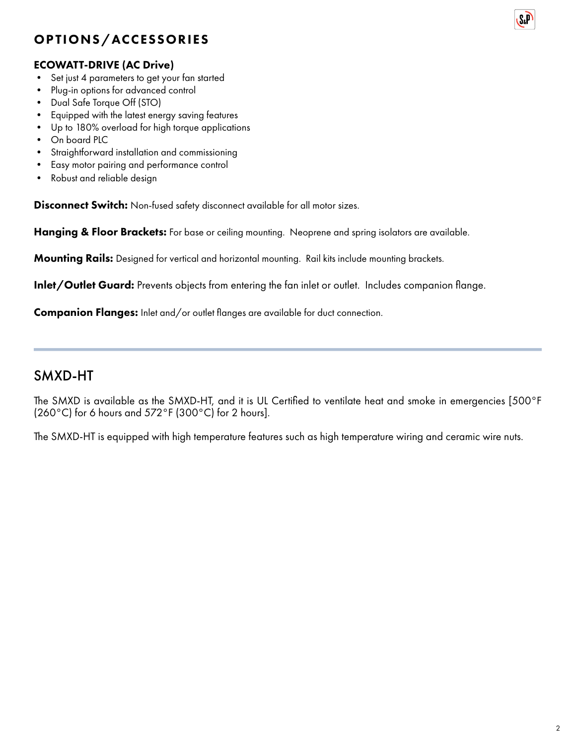## OPTIONS/ACCESSORIES

### ECOWATT-DRIVE (AC Drive)

- Set just 4 parameters to get your fan started
- Plug-in options for advanced control
- Dual Safe Torque Off (STO)
- Equipped with the latest energy saving features
- Up to 180% overload for high torque applications
- On board PLC
- Straightforward installation and commissioning
- Easy motor pairing and performance control
- Robust and reliable design

**Disconnect Switch:** Non-fused safety disconnect available for all motor sizes.

**Hanging & Floor Brackets:** For base or ceiling mounting. Neoprene and spring isolators are available.

**Mounting Rails:** Designed for vertical and horizontal mounting. Rail kits include mounting brackets.

**Inlet/Outlet Guard:** Prevents objects from entering the fan inlet or outlet. Includes companion flange.

**Companion Flanges:** Inlet and/or outlet flanges are available for duct connection.

## SMXD-HT

The SMXD is available as the SMXD-HT, and it is UL Certified to ventilate heat and smoke in emergencies [500°F (260°C) for 6 hours and 572°F (300°C) for 2 hours].

The SMXD-HT is equipped with high temperature features such as high temperature wiring and ceramic wire nuts.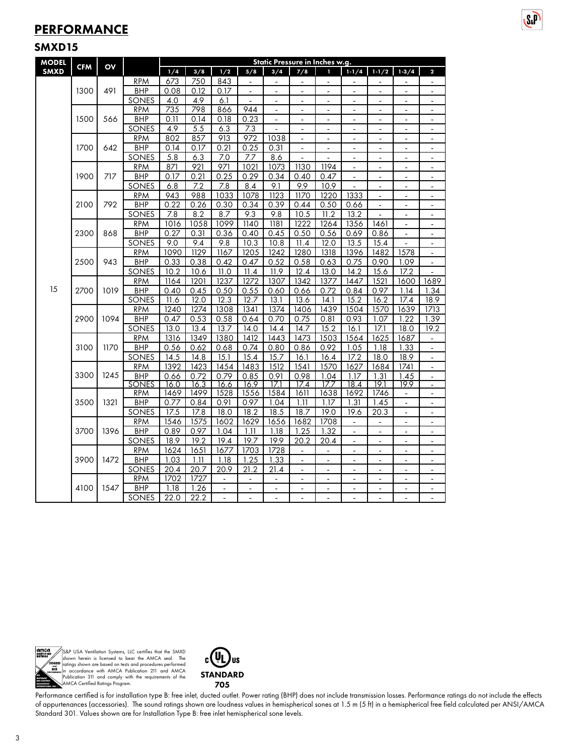# PERFORMANCE

## SMXD15

| MODEL SMXD | CFM | OV | | Static Pressure in Inches w.g. | | | | | | | | | | |
|---|---|---|---|---|---|---|---|---|---|---|---|---|---|---|
| | | | | 1/4 | 3/8 | 1/2 | 5/8 | 3/4 | 7/8 | 1 | 1-1/4 | 1-1/2 | 1-3/4 | 2 |
| 15 | 1300 | 491 | RPM | 673 | 750 | 843 | - | - | - | - | - | - | - | - |
| | | | BHP | 0.08 | 0.12 | 0.17 | - | - | - | - | - | - | - | - |
| | | | SONES | 4.0 | 4.9 | 6.1 | - | - | - | - | - | - | - | - |
| | 1500 | 566 | RPM | 735 | 798 | 866 | 944 | - | - | - | - | - | - | - |
| | | | BHP | 0.11 | 0.14 | 0.18 | 0.23 | - | - | - | - | - | - | - |
| | | | SONES | 4.9 | 5.5 | 6.3 | 7.3 | - | - | - | - | - | - | - |
| | 1700 | 642 | RPM | 802 | 857 | 913 | 972 | 1038 | - | - | - | - | - | - |
| | | | BHP | 0.14 | 0.17 | 0.21 | 0.25 | 0.31 | - | - | - | - | - | - |
| | | | SONES | 5.8 | 6.3 | 7.0 | 7.7 | 8.6 | - | - | - | - | - | - |
| | 1900 | 717 | RPM | 871 | 921 | 971 | 1021 | 1073 | 1130 | 1194 | - | - | - | - |
| | | | BHP | 0.17 | 0.21 | 0.25 | 0.29 | 0.34 | 0.40 | 0.47 | - | - | - | - |
| | | | SONES | 6.8 | 7.2 | 7.8 | 8.4 | 9.1 | 9.9 | 10.9 | - | - | - | - |
| | 2100 | 792 | RPM | 943 | 988 | 1033 | 1078 | 1123 | 1170 | 1220 | 1333 | - | - | - |
| | | | BHP | 0.22 | 0.26 | 0.30 | 0.34 | 0.39 | 0.44 | 0.50 | 0.66 | - | - | - |
| | | | SONES | 7.8 | 8.2 | 8.7 | 9.3 | 9.8 | 10.5 | 11.2 | 13.2 | - | - | - |
| | 2300 | 868 | RPM | 1016 | 1058 | 1099 | 1140 | 1181 | 1222 | 1264 | 1356 | 1461 | - | - |
| | | | BHP | 0.27 | 0.31 | 0.36 | 0.40 | 0.45 | 0.50 | 0.56 | 0.69 | 0.86 | - | - |
| | | | SONES | 9.0 | 9.4 | 9.8 | 10.3 | 10.8 | 11.4 | 12.0 | 13.5 | 15.4 | - | - |
| | 2500 | 943 | RPM | 1090 | 1129 | 1167 | 1205 | 1242 | 1280 | 1318 | 1396 | 1482 | 1578 | - |
| | | | BHP | 0.33 | 0.38 | 0.42 | 0.47 | 0.52 | 0.58 | 0.63 | 0.75 | 0.90 | 1.09 | - |
| | | | SONES | 10.2 | 10.6 | 11.0 | 11.4 | 11.9 | 12.4 | 13.0 | 14.2 | 15.6 | 17.2 | - |
| | 2700 | 1019 | RPM | 1164 | 1201 | 1237 | 1272 | 1307 | 1342 | 1377 | 1447 | 1521 | 1600 | 1689 |
| | | | BHP | 0.40 | 0.45 | 0.50 | 0.55 | 0.60 | 0.66 | 0.72 | 0.84 | 0.97 | 1.14 | 1.34 |
| | | | SONES | 11.6 | 12.0 | 12.3 | 12.7 | 13.1 | 13.6 | 14.1 | 15.2 | 16.2 | 17.4 | 18.9 |
| | 2900 | 1094 | RPM | 1240 | 1274 | 1308 | 1341 | 1374 | 1406 | 1439 | 1504 | 1570 | 1639 | 1713 |
| | | | BHP | 0.47 | 0.53 | 0.58 | 0.64 | 0.70 | 0.75 | 0.81 | 0.93 | 1.07 | 1.22 | 1.39 |
| | | | SONES | 13.0 | 13.4 | 13.7 | 14.0 | 14.4 | 14.7 | 15.2 | 16.1 | 17.1 | 18.0 | 19.2 |
| | 3100 | 1170 | RPM | 1316 | 1349 | 1380 | 1412 | 1443 | 1473 | 1503 | 1564 | 1625 | 1687 | - |
| | | | BHP | 0.56 | 0.62 | 0.68 | 0.74 | 0.80 | 0.86 | 0.92 | 1.05 | 1.18 | 1.33 | - |
| | | | SONES | 14.5 | 14.8 | 15.1 | 15.4 | 15.7 | 16.1 | 16.4 | 17.2 | 18.0 | 18.9 | - |
| | 3300 | 1245 | RPM | 1392 | 1423 | 1454 | 1483 | 1512 | 1541 | 1570 | 1627 | 1684 | 1741 | - |
| | | | BHP | 0.66 | 0.72 | 0.79 | 0.85 | 0.91 | 0.98 | 1.04 | 1.17 | 1.31 | 1.45 | - |
| | | | SONES | 16.0 | 16.3 | 16.6 | 16.9 | 17.1 | 17.4 | 17.7 | 18.4 | 19.1 | 19.9 | - |
| | 3500 | 1321 | RPM | 1469 | 1499 | 1528 | 1556 | 1584 | 1611 | 1638 | 1692 | 1746 | - | - |
| | | | BHP | 0.77 | 0.84 | 0.91 | 0.97 | 1.04 | 1.11 | 1.17 | 1.31 | 1.45 | - | - |
| | | | SONES | 17.5 | 17.8 | 18.0 | 18.2 | 18.5 | 18.7 | 19.0 | 19.6 | 20.3 | - | - |
| | 3700 | 1396 | RPM | 1546 | 1575 | 1602 | 1629 | 1656 | 1682 | 1708 | - | - | - | - |
| | | | BHP | 0.89 | 0.97 | 1.04 | 1.11 | 1.18 | 1.25 | 1.32 | - | - | - | - |
| | | | SONES | 18.9 | 19.2 | 19.4 | 19.7 | 19.9 | 20.2 | 20.4 | - | - | - | - |
| | 3900 | 1472 | RPM | 1624 | 1651 | 1677 | 1703 | 1728 | - | - | - | - | - | - |
| | | | BHP | 1.03 | 1.11 | 1.18 | 1.25 | 1.33 | - | - | - | - | - | - |
| | | | SONES | 20.4 | 20.7 | 20.9 | 21.2 | 21.4 | - | - | - | - | - | - |
| | 4100 | 1547 | RPM | 1702 | 1727 | - | - | - | - | - | - | - | - | - |
| | | | BHP | 1.18 | 1.26 | - | - | - | - | - | - | - | - | - |
| | | | SONES | 22.0 | 22.2 | - | - | - | - | - | - | - | - | - |

S&P USA Ventilation Systems, LLC certifies that the SMXD shown herein is licensed to bear the AMCA seal. The ratings shown are based on tests and procedures performed in accordance with AMCA Publication 211 and AMCA Publication 311 and comply with the requirements of the AMCA Certified Ratings Program.

STANDARD 705

Performance certified is for installation type B: free inlet, ducted outlet. Power rating (BHP) does not include transmission losses. Performance ratings do not include the effects of appurtenances (accessories). The sound ratings shown are loudness values in hemispherical sones at 1.5 m (5 ft) in a hemispherical free field calculated per ANSI/AMCA Standard 301. Values shown are for Installation Type B: free inlet hemispherical sone levels.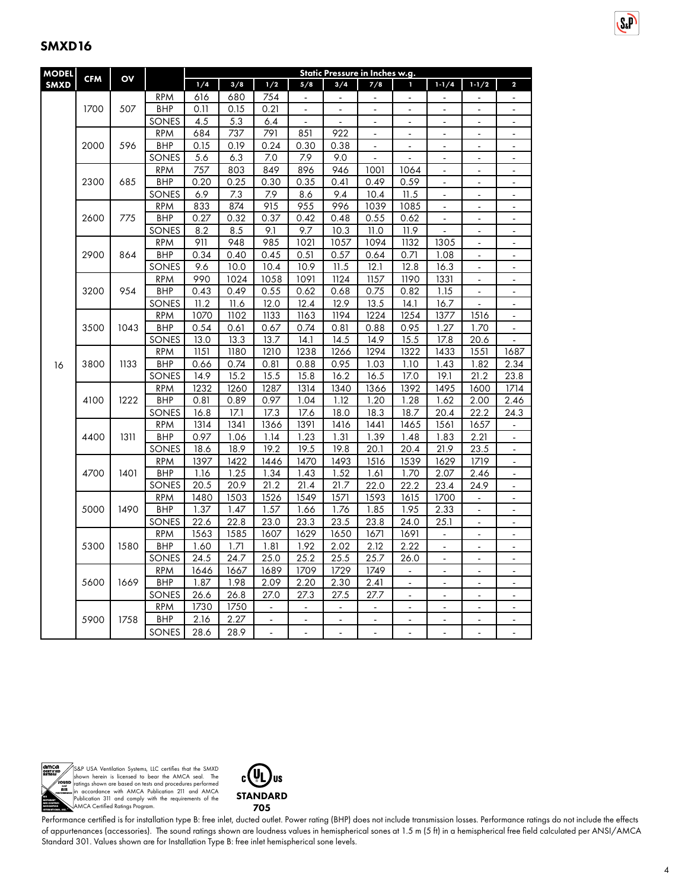## SMXD16

| MODEL SMXD | CFM | OV | | Static Pressure in Inches w.g. | | | | | | | | | |
|---|---|---|---|---|---|---|---|---|---|---|---|---|---|
| | | | | 1/4 | 3/8 | 1/2 | 5/8 | 3/4 | 7/8 | 1 | 1-1/4 | 1-1/2 | 2 |
| 16 | 1700 | 507 | RPM | 616 | 680 | 754 | - | - | - | - | - | - | - |
| | | | BHP | 0.11 | 0.15 | 0.21 | - | - | - | - | - | - | - |
| | | | SONES | 4.5 | 5.3 | 6.4 | - | - | - | - | - | - | - |
| | 2000 | 596 | RPM | 684 | 737 | 791 | 851 | 922 | - | - | - | - | - |
| | | | BHP | 0.15 | 0.19 | 0.24 | 0.30 | 0.38 | - | - | - | - | - |
| | | | SONES | 5.6 | 6.3 | 7.0 | 7.9 | 9.0 | - | - | - | - | - |
| | 2300 | 685 | RPM | 757 | 803 | 849 | 896 | 946 | 1001 | 1064 | - | - | - |
| | | | BHP | 0.20 | 0.25 | 0.30 | 0.35 | 0.41 | 0.49 | 0.59 | - | - | - |
| | | | SONES | 6.9 | 7.3 | 7.9 | 8.6 | 9.4 | 10.4 | 11.5 | - | - | - |
| | 2600 | 775 | RPM | 833 | 874 | 915 | 955 | 996 | 1039 | 1085 | - | - | - |
| | | | BHP | 0.27 | 0.32 | 0.37 | 0.42 | 0.48 | 0.55 | 0.62 | - | - | - |
| | | | SONES | 8.2 | 8.5 | 9.1 | 9.7 | 10.3 | 11.0 | 11.9 | - | - | - |
| | 2900 | 864 | RPM | 911 | 948 | 985 | 1021 | 1057 | 1094 | 1132 | 1305 | - | - |
| | | | BHP | 0.34 | 0.40 | 0.45 | 0.51 | 0.57 | 0.64 | 0.71 | 1.08 | - | - |
| | | | SONES | 9.6 | 10.0 | 10.4 | 10.9 | 11.5 | 12.1 | 12.8 | 16.3 | - | - |
| | 3200 | 954 | RPM | 990 | 1024 | 1058 | 1091 | 1124 | 1157 | 1190 | 1331 | - | - |
| | | | BHP | 0.43 | 0.49 | 0.55 | 0.62 | 0.68 | 0.75 | 0.82 | 1.15 | - | - |
| | | | SONES | 11.2 | 11.6 | 12.0 | 12.4 | 12.9 | 13.5 | 14.1 | 16.7 | - | - |
| | 3500 | 1043 | RPM | 1070 | 1102 | 1133 | 1163 | 1194 | 1224 | 1254 | 1377 | 1516 | - |
| | | | BHP | 0.54 | 0.61 | 0.67 | 0.74 | 0.81 | 0.88 | 0.95 | 1.27 | 1.70 | - |
| | | | SONES | 13.0 | 13.3 | 13.7 | 14.1 | 14.5 | 14.9 | 15.5 | 17.8 | 20.6 | - |
| | 3800 | 1133 | RPM | 1151 | 1180 | 1210 | 1238 | 1266 | 1294 | 1322 | 1433 | 1551 | 1687 |
| | | | BHP | 0.66 | 0.74 | 0.81 | 0.88 | 0.95 | 1.03 | 1.10 | 1.43 | 1.82 | 2.34 |
| | | | SONES | 14.9 | 15.2 | 15.5 | 15.8 | 16.2 | 16.5 | 17.0 | 19.1 | 21.2 | 23.8 |
| | 4100 | 1222 | RPM | 1232 | 1260 | 1287 | 1314 | 1340 | 1366 | 1392 | 1495 | 1600 | 1714 |
| | | | BHP | 0.81 | 0.89 | 0.97 | 1.04 | 1.12 | 1.20 | 1.28 | 1.62 | 2.00 | 2.46 |
| | | | SONES | 16.8 | 17.1 | 17.3 | 17.6 | 18.0 | 18.3 | 18.7 | 20.4 | 22.2 | 24.3 |
| | 4400 | 1311 | RPM | 1314 | 1341 | 1366 | 1391 | 1416 | 1441 | 1465 | 1561 | 1657 | - |
| | | | BHP | 0.97 | 1.06 | 1.14 | 1.23 | 1.31 | 1.39 | 1.48 | 1.83 | 2.21 | - |
| | | | SONES | 18.6 | 18.9 | 19.2 | 19.5 | 19.8 | 20.1 | 20.4 | 21.9 | 23.5 | - |
| | 4700 | 1401 | RPM | 1397 | 1422 | 1446 | 1470 | 1493 | 1516 | 1539 | 1629 | 1719 | - |
| | | | BHP | 1.16 | 1.25 | 1.34 | 1.43 | 1.52 | 1.61 | 1.70 | 2.07 | 2.46 | - |
| | | | SONES | 20.5 | 20.9 | 21.2 | 21.4 | 21.7 | 22.0 | 22.2 | 23.4 | 24.9 | - |
| | 5000 | 1490 | RPM | 1480 | 1503 | 1526 | 1549 | 1571 | 1593 | 1615 | 1700 | - | - |
| | | | BHP | 1.37 | 1.47 | 1.57 | 1.66 | 1.76 | 1.85 | 1.95 | 2.33 | - | - |
| | | | SONES | 22.6 | 22.8 | 23.0 | 23.3 | 23.5 | 23.8 | 24.0 | 25.1 | - | - |
| | 5300 | 1580 | RPM | 1563 | 1585 | 1607 | 1629 | 1650 | 1671 | 1691 | - | - | - |
| | | | BHP | 1.60 | 1.71 | 1.81 | 1.92 | 2.02 | 2.12 | 2.22 | - | - | - |
| | | | SONES | 24.5 | 24.7 | 25.0 | 25.2 | 25.5 | 25.7 | 26.0 | - | - | - |
| | 5600 | 1669 | RPM | 1646 | 1667 | 1689 | 1709 | 1729 | 1749 | - | - | - | - |
| | | | BHP | 1.87 | 1.98 | 2.09 | 2.20 | 2.30 | 2.41 | - | - | - | - |
| | | | SONES | 26.6 | 26.8 | 27.0 | 27.3 | 27.5 | 27.7 | - | - | - | - |
| | 5900 | 1758 | RPM | 1730 | 1750 | - | - | - | - | - | - | - | - |
| | | | BHP | 2.16 | 2.27 | - | - | - | - | - | - | - | - |
| | | | SONES | 28.6 | 28.9 | - | - | - | - | - | - | - | - |

S&P USA Ventilation Systems, LLC certifies that the SMXD shown herein is licensed to bear the AMCA seal. The ratings shown are based on tests and procedures performed in accordance with AMCA Publication 211 and AMCA Publication 311 and comply with the requirements of the AMCA Certified Ratings Program.

STANDARD 705

Performance certified is for installation type B: free inlet, ducted outlet. Power rating (BHP) does not include transmission losses. Performance ratings do not include the effects of appurtenances (accessories). The sound ratings shown are loudness values in hemispherical sones at 1.5 m (5 ft) in a hemispherical free field calculated per ANSI/AMCA Standard 301. Values shown are for Installation Type B: free inlet hemispherical sone levels.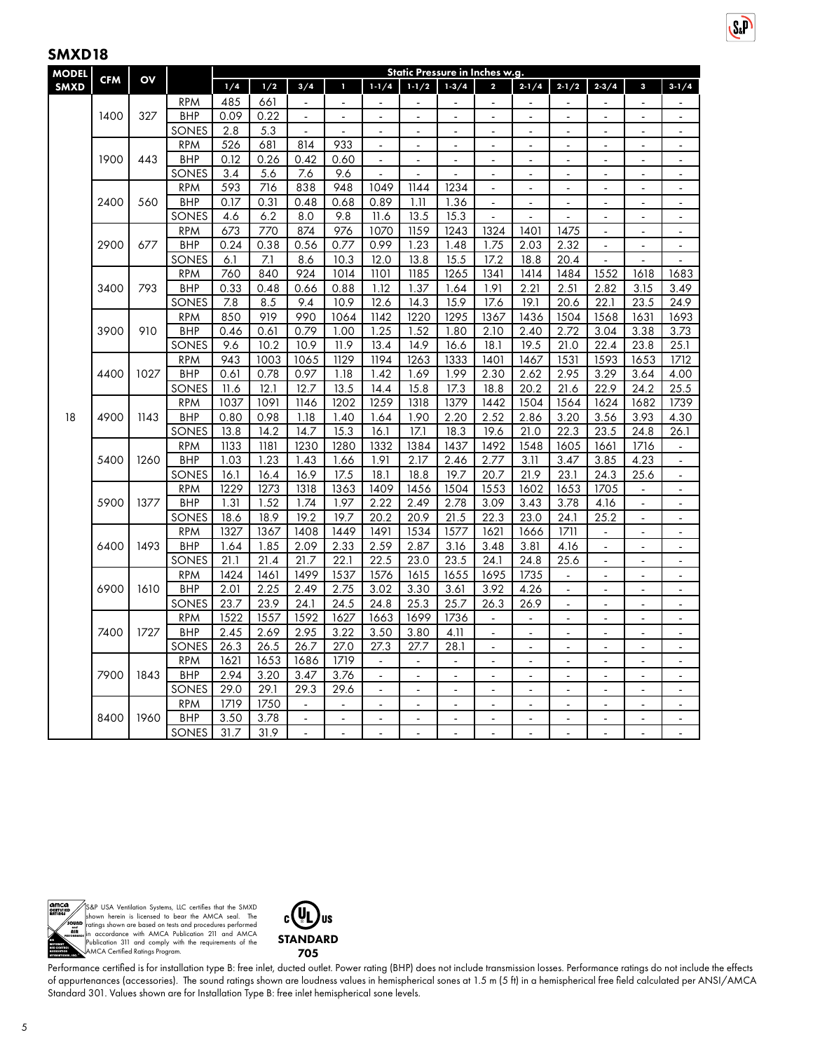## SMXD18

| MODEL SMXD | CFM | OV | | Static Pressure in Inches w.g. | | | | | | | | | | | | |
|---|---|---|---|---|---|---|---|---|---|---|---|---|---|---|---|---|
| | | | | 1/4 | 1/2 | 3/4 | 1 | 1-1/4 | 1-1/2 | 1-3/4 | 2 | 2-1/4 | 2-1/2 | 2-3/4 | 3 | 3-1/4 |
| 18 | 1400 | 327 | RPM | 485 | 661 | - | - | - | - | - | - | - | - | - | - | - |
| | | | BHP | 0.09 | 0.22 | - | - | - | - | - | - | - | - | - | - | - |
| | | | SONES | 2.8 | 5.3 | - | - | - | - | - | - | - | - | - | - | - |
| | 1900 | 443 | RPM | 526 | 681 | 814 | 933 | - | - | - | - | - | - | - | - | - |
| | | | BHP | 0.12 | 0.26 | 0.42 | 0.60 | - | - | - | - | - | - | - | - | - |
| | | | SONES | 3.4 | 5.6 | 7.6 | 9.6 | - | - | - | - | - | - | - | - | - |
| | 2400 | 560 | RPM | 593 | 716 | 838 | 948 | 1049 | 1144 | 1234 | - | - | - | - | - | - |
| | | | BHP | 0.17 | 0.31 | 0.48 | 0.68 | 0.89 | 1.11 | 1.36 | - | - | - | - | - | - |
| | | | SONES | 4.6 | 6.2 | 8.0 | 9.8 | 11.6 | 13.5 | 15.3 | - | - | - | - | - | - |
| | 2900 | 677 | RPM | 673 | 770 | 874 | 976 | 1070 | 1159 | 1243 | 1324 | 1401 | 1475 | - | - | - |
| | | | BHP | 0.24 | 0.38 | 0.56 | 0.77 | 0.99 | 1.23 | 1.48 | 1.75 | 2.03 | 2.32 | - | - | - |
| | | | SONES | 6.1 | 7.1 | 8.6 | 10.3 | 12.0 | 13.8 | 15.5 | 17.2 | 18.8 | 20.4 | - | - | - |
| | 3400 | 793 | RPM | 760 | 840 | 924 | 1014 | 1101 | 1185 | 1265 | 1341 | 1414 | 1484 | 1552 | 1618 | 1683 |
| | | | BHP | 0.33 | 0.48 | 0.66 | 0.88 | 1.12 | 1.37 | 1.64 | 1.91 | 2.21 | 2.51 | 2.82 | 3.15 | 3.49 |
| | | | SONES | 7.8 | 8.5 | 9.4 | 10.9 | 12.6 | 14.3 | 15.9 | 17.6 | 19.1 | 20.6 | 22.1 | 23.5 | 24.9 |
| | 3900 | 910 | RPM | 850 | 919 | 990 | 1064 | 1142 | 1220 | 1295 | 1367 | 1436 | 1504 | 1568 | 1631 | 1693 |
| | | | BHP | 0.46 | 0.61 | 0.79 | 1.00 | 1.25 | 1.52 | 1.80 | 2.10 | 2.40 | 2.72 | 3.04 | 3.38 | 3.73 |
| | | | SONES | 9.6 | 10.2 | 10.9 | 11.9 | 13.4 | 14.9 | 16.6 | 18.1 | 19.5 | 21.0 | 22.4 | 23.8 | 25.1 |
| | 4400 | 1027 | RPM | 943 | 1003 | 1065 | 1129 | 1194 | 1263 | 1333 | 1401 | 1467 | 1531 | 1593 | 1653 | 1712 |
| | | | BHP | 0.61 | 0.78 | 0.97 | 1.18 | 1.42 | 1.69 | 1.99 | 2.30 | 2.62 | 2.95 | 3.29 | 3.64 | 4.00 |
| | | | SONES | 11.6 | 12.1 | 12.7 | 13.5 | 14.4 | 15.8 | 17.3 | 18.8 | 20.2 | 21.6 | 22.9 | 24.2 | 25.5 |
| | 4900 | 1143 | RPM | 1037 | 1091 | 1146 | 1202 | 1259 | 1318 | 1379 | 1442 | 1504 | 1564 | 1624 | 1682 | 1739 |
| | | | BHP | 0.80 | 0.98 | 1.18 | 1.40 | 1.64 | 1.90 | 2.20 | 2.52 | 2.86 | 3.20 | 3.56 | 3.93 | 4.30 |
| | | | SONES | 13.8 | 14.2 | 14.7 | 15.3 | 16.1 | 17.1 | 18.3 | 19.6 | 21.0 | 22.3 | 23.5 | 24.8 | 26.1 |
| | 5400 | 1260 | RPM | 1133 | 1181 | 1230 | 1280 | 1332 | 1384 | 1437 | 1492 | 1548 | 1605 | 1661 | 1716 | - |
| | | | BHP | 1.03 | 1.23 | 1.43 | 1.66 | 1.91 | 2.17 | 2.46 | 2.77 | 3.11 | 3.47 | 3.85 | 4.23 | - |
| | | | SONES | 16.1 | 16.4 | 16.9 | 17.5 | 18.1 | 18.8 | 19.7 | 20.7 | 21.9 | 23.1 | 24.3 | 25.6 | - |
| | 5900 | 1377 | RPM | 1229 | 1273 | 1318 | 1363 | 1409 | 1456 | 1504 | 1553 | 1602 | 1653 | 1705 | - | - |
| | | | BHP | 1.31 | 1.52 | 1.74 | 1.97 | 2.22 | 2.49 | 2.78 | 3.09 | 3.43 | 3.78 | 4.16 | - | - |
| | | | SONES | 18.6 | 18.9 | 19.2 | 19.7 | 20.2 | 20.9 | 21.5 | 22.3 | 23.0 | 24.1 | 25.2 | - | - |
| | 6400 | 1493 | RPM | 1327 | 1367 | 1408 | 1449 | 1491 | 1534 | 1577 | 1621 | 1666 | 1711 | - | - | - |
| | | | BHP | 1.64 | 1.85 | 2.09 | 2.33 | 2.59 | 2.87 | 3.16 | 3.48 | 3.81 | 4.16 | - | - | - |
| | | | SONES | 21.1 | 21.4 | 21.7 | 22.1 | 22.5 | 23.0 | 23.5 | 24.1 | 24.8 | 25.6 | - | - | - |
| | 6900 | 1610 | RPM | 1424 | 1461 | 1499 | 1537 | 1576 | 1615 | 1655 | 1695 | 1735 | - | - | - | - |
| | | | BHP | 2.01 | 2.25 | 2.49 | 2.75 | 3.02 | 3.30 | 3.61 | 3.92 | 4.26 | - | - | - | - |
| | | | SONES | 23.7 | 23.9 | 24.1 | 24.5 | 24.8 | 25.3 | 25.7 | 26.3 | 26.9 | - | - | - | - |
| | 7400 | 1727 | RPM | 1522 | 1557 | 1592 | 1627 | 1663 | 1699 | 1736 | - | - | - | - | - | - |
| | | | BHP | 2.45 | 2.69 | 2.95 | 3.22 | 3.50 | 3.80 | 4.11 | - | - | - | - | - | - |
| | | | SONES | 26.3 | 26.5 | 26.7 | 27.0 | 27.3 | 27.7 | 28.1 | - | - | - | - | - | - |
| | 7900 | 1843 | RPM | 1621 | 1653 | 1686 | 1719 | - | - | - | - | - | - | - | - | - |
| | | | BHP | 2.94 | 3.20 | 3.47 | 3.76 | - | - | - | - | - | - | - | - | - |
| | | | SONES | 29.0 | 29.1 | 29.3 | 29.6 | - | - | - | - | - | - | - | - | - |
| | 8400 | 1960 | RPM | 1719 | 1750 | - | - | - | - | - | - | - | - | - | - | - |
| | | | BHP | 3.50 | 3.78 | - | - | - | - | - | - | - | - | - | - | - |
| | | | SONES | 31.7 | 31.9 | - | - | - | - | - | - | - | - | - | - | - |

S&P USA Ventilation Systems, LLC certifies that the SMXD shown herein is licensed to bear the AMCA seal. The ratings shown are based on tests and procedures performed in accordance with AMCA Publication 211 and AMCA Publication 311 and comply with the requirements of the AMCA Certified Ratings Program.

STANDARD 705

Performance certified is for installation type B: free inlet, ducted outlet. Power rating (BHP) does not include transmission losses. Performance ratings do not include the effects of appurtenances (accessories). The sound ratings shown are loudness values in hemispherical sones at 1.5 m (5 ft) in a hemispherical free field calculated per ANSI/AMCA Standard 301. Values shown are for Installation Type B: free inlet hemispherical sone levels.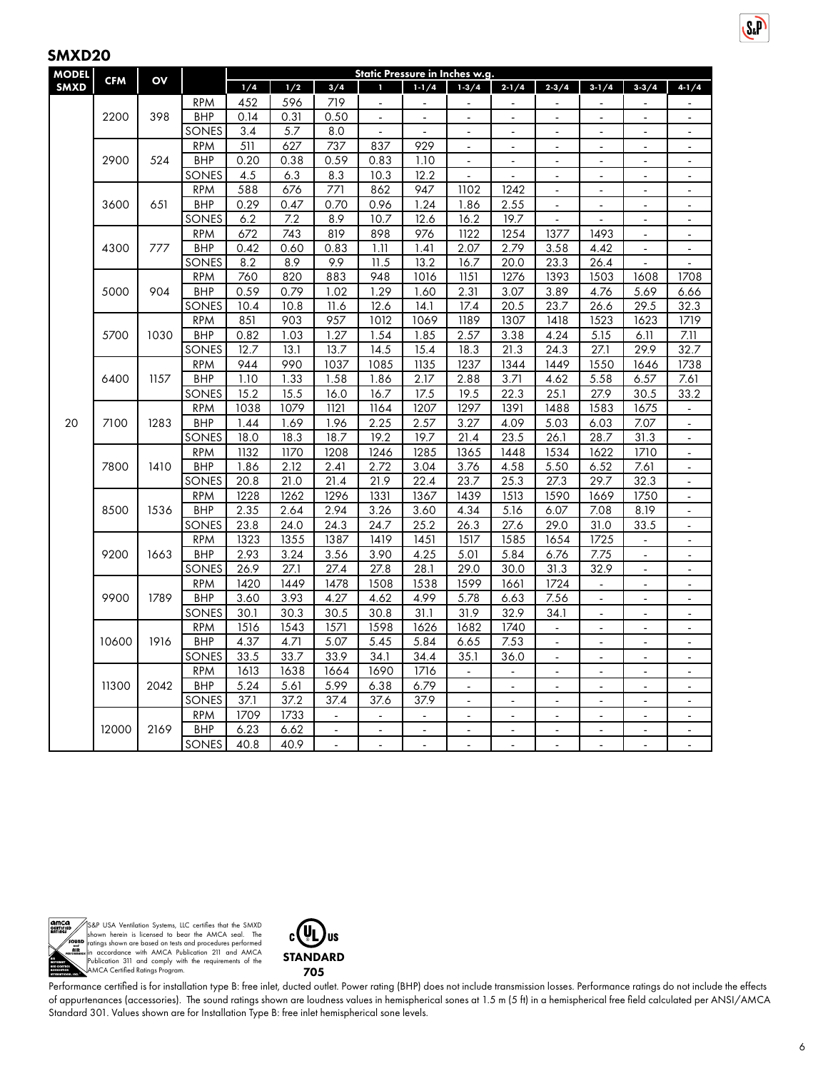## SMXD20

| MODEL SMXD | CFM | OV | | Static Pressure in Inches w.g. | | | | | | | | | | |
|---|---|---|---|---|---|---|---|---|---|---|---|---|---|---|
| | | | | 1/4 | 1/2 | 3/4 | 1 | 1-1/4 | 1-3/4 | 2-1/4 | 2-3/4 | 3-1/4 | 3-3/4 | 4-1/4 |
| 20 | 2200 | 398 | RPM | 452 | 596 | 719 | - | - | - | - | - | - | - | - |
| | | | BHP | 0.14 | 0.31 | 0.50 | - | - | - | - | - | - | - | - |
| | | | SONES | 3.4 | 5.7 | 8.0 | - | - | - | - | - | - | - | - |
| | 2900 | 524 | RPM | 511 | 627 | 737 | 837 | 929 | - | - | - | - | - | - |
| | | | BHP | 0.20 | 0.38 | 0.59 | 0.83 | 1.10 | - | - | - | - | - | - |
| | | | SONES | 4.5 | 6.3 | 8.3 | 10.3 | 12.2 | - | - | - | - | - | - |
| | 3600 | 651 | RPM | 588 | 676 | 771 | 862 | 947 | 1102 | 1242 | - | - | - | - |
| | | | BHP | 0.29 | 0.47 | 0.70 | 0.96 | 1.24 | 1.86 | 2.55 | - | - | - | - |
| | | | SONES | 6.2 | 7.2 | 8.9 | 10.7 | 12.6 | 16.2 | 19.7 | - | - | - | - |
| | 4300 | 777 | RPM | 672 | 743 | 819 | 898 | 976 | 1122 | 1254 | 1377 | 1493 | - | - |
| | | | BHP | 0.42 | 0.60 | 0.83 | 1.11 | 1.41 | 2.07 | 2.79 | 3.58 | 4.42 | - | - |
| | | | SONES | 8.2 | 8.9 | 9.9 | 11.5 | 13.2 | 16.7 | 20.0 | 23.3 | 26.4 | - | - |
| | 5000 | 904 | RPM | 760 | 820 | 883 | 948 | 1016 | 1151 | 1276 | 1393 | 1503 | 1608 | 1708 |
| | | | BHP | 0.59 | 0.79 | 1.02 | 1.29 | 1.60 | 2.31 | 3.07 | 3.89 | 4.76 | 5.69 | 6.66 |
| | | | SONES | 10.4 | 10.8 | 11.6 | 12.6 | 14.1 | 17.4 | 20.5 | 23.7 | 26.6 | 29.5 | 32.3 |
| | 5700 | 1030 | RPM | 851 | 903 | 957 | 1012 | 1069 | 1189 | 1307 | 1418 | 1523 | 1623 | 1719 |
| | | | BHP | 0.82 | 1.03 | 1.27 | 1.54 | 1.85 | 2.57 | 3.38 | 4.24 | 5.15 | 6.11 | 7.11 |
| | | | SONES | 12.7 | 13.1 | 13.7 | 14.5 | 15.4 | 18.3 | 21.3 | 24.3 | 27.1 | 29.9 | 32.7 |
| | 6400 | 1157 | RPM | 944 | 990 | 1037 | 1085 | 1135 | 1237 | 1344 | 1449 | 1550 | 1646 | 1738 |
| | | | BHP | 1.10 | 1.33 | 1.58 | 1.86 | 2.17 | 2.88 | 3.71 | 4.62 | 5.58 | 6.57 | 7.61 |
| | | | SONES | 15.2 | 15.5 | 16.0 | 16.7 | 17.5 | 19.5 | 22.3 | 25.1 | 27.9 | 30.5 | 33.2 |
| | 7100 | 1283 | RPM | 1038 | 1079 | 1121 | 1164 | 1207 | 1297 | 1391 | 1488 | 1583 | 1675 | - |
| | | | BHP | 1.44 | 1.69 | 1.96 | 2.25 | 2.57 | 3.27 | 4.09 | 5.03 | 6.03 | 7.07 | - |
| | | | SONES | 18.0 | 18.3 | 18.7 | 19.2 | 19.7 | 21.4 | 23.5 | 26.1 | 28.7 | 31.3 | - |
| | 7800 | 1410 | RPM | 1132 | 1170 | 1208 | 1246 | 1285 | 1365 | 1448 | 1534 | 1622 | 1710 | - |
| | | | BHP | 1.86 | 2.12 | 2.41 | 2.72 | 3.04 | 3.76 | 4.58 | 5.50 | 6.52 | 7.61 | - |
| | | | SONES | 20.8 | 21.0 | 21.4 | 21.9 | 22.4 | 23.7 | 25.3 | 27.3 | 29.7 | 32.3 | - |
| | 8500 | 1536 | RPM | 1228 | 1262 | 1296 | 1331 | 1367 | 1439 | 1513 | 1590 | 1669 | 1750 | - |
| | | | BHP | 2.35 | 2.64 | 2.94 | 3.26 | 3.60 | 4.34 | 5.16 | 6.07 | 7.08 | 8.19 | - |
| | | | SONES | 23.8 | 24.0 | 24.3 | 24.7 | 25.2 | 26.3 | 27.6 | 29.0 | 31.0 | 33.5 | - |
| | 9200 | 1663 | RPM | 1323 | 1355 | 1387 | 1419 | 1451 | 1517 | 1585 | 1654 | 1725 | - | - |
| | | | BHP | 2.93 | 3.24 | 3.56 | 3.90 | 4.25 | 5.01 | 5.84 | 6.76 | 7.75 | - | - |
| | | | SONES | 26.9 | 27.1 | 27.4 | 27.8 | 28.1 | 29.0 | 30.0 | 31.3 | 32.9 | - | - |
| | 9900 | 1789 | RPM | 1420 | 1449 | 1478 | 1508 | 1538 | 1599 | 1661 | 1724 | - | - | - |
| | | | BHP | 3.60 | 3.93 | 4.27 | 4.62 | 4.99 | 5.78 | 6.63 | 7.56 | - | - | - |
| | | | SONES | 30.1 | 30.3 | 30.5 | 30.8 | 31.1 | 31.9 | 32.9 | 34.1 | - | - | - |
| | 10600 | 1916 | RPM | 1516 | 1543 | 1571 | 1598 | 1626 | 1682 | 1740 | - | - | - | - |
| | | | BHP | 4.37 | 4.71 | 5.07 | 5.45 | 5.84 | 6.65 | 7.53 | - | - | - | - |
| | | | SONES | 33.5 | 33.7 | 33.9 | 34.1 | 34.4 | 35.1 | 36.0 | - | - | - | - |
| | 11300 | 2042 | RPM | 1613 | 1638 | 1664 | 1690 | 1716 | - | - | - | - | - | - |
| | | | BHP | 5.24 | 5.61 | 5.99 | 6.38 | 6.79 | - | - | - | - | - | - |
| | | | SONES | 37.1 | 37.2 | 37.4 | 37.6 | 37.9 | - | - | - | - | - | - |
| | 12000 | 2169 | RPM | 1709 | 1733 | - | - | - | - | - | - | - | - | - |
| | | | BHP | 6.23 | 6.62 | - | - | - | - | - | - | - | - | - |
| | | | SONES | 40.8 | 40.9 | - | - | - | - | - | - | - | - | - |

S&P USA Ventilation Systems, LLC certifies that the SMXD shown herein is licensed to bear the AMCA seal. The ratings shown are based on tests and procedures performed in accordance with AMCA Publication 211 and AMCA Publication 311 and comply with the requirements of the AMCA Certified Ratings Program.

STANDARD 705

Performance certified is for installation type B: free inlet, ducted outlet. Power rating (BHP) does not include transmission losses. Performance ratings do not include the effects of appurtenances (accessories). The sound ratings shown are loudness values in hemispherical sones at 1.5 m (5 ft) in a hemispherical free field calculated per ANSI/AMCA Standard 301. Values shown are for Installation Type B: free inlet hemispherical sone levels.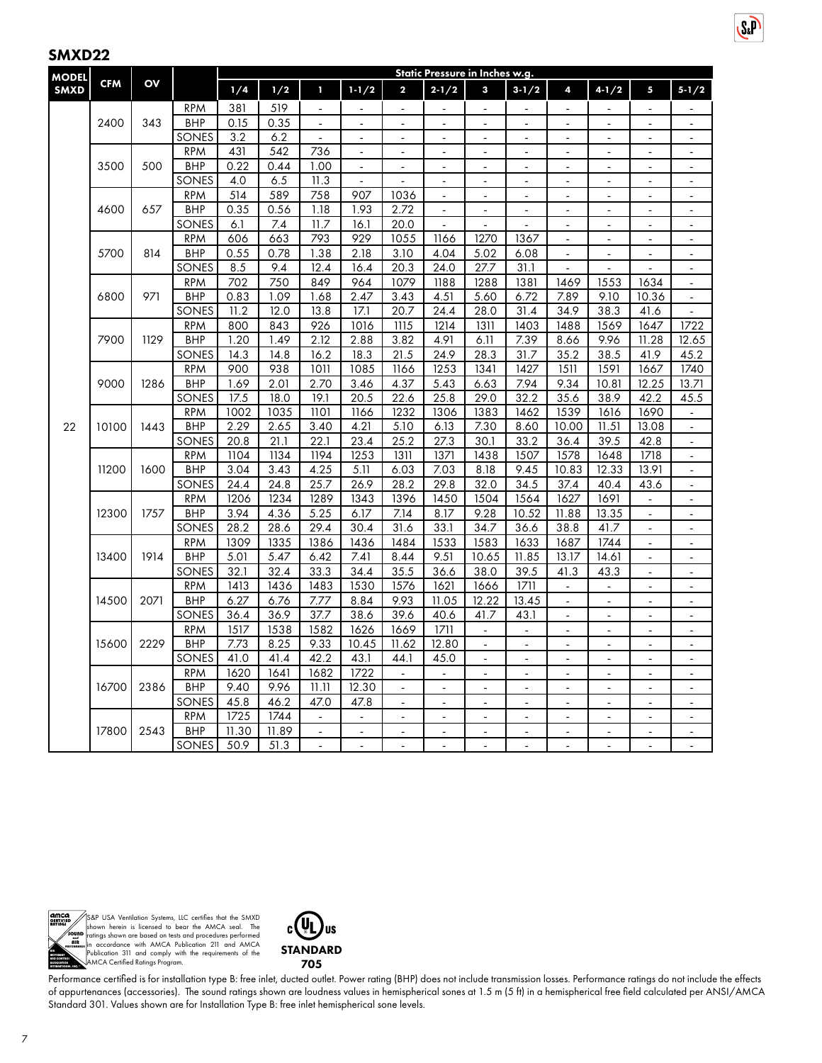## SMXD22

| MODEL SMXD | CFM | OV | | Static Pressure in Inches w.g. | | | | | | | | | | | |
|---|---|---|---|---|---|---|---|---|---|---|---|---|---|---|---|
| | | | | 1/4 | 1/2 | 1 | 1-1/2 | 2 | 2-1/2 | 3 | 3-1/2 | 4 | 4-1/2 | 5 | 5-1/2 |
| 22 | 2400 | 343 | RPM | 381 | 519 | - | - | - | - | - | - | - | - | - | - |
| | | | BHP | 0.15 | 0.35 | - | - | - | - | - | - | - | - | - | - |
| | | | SONES | 3.2 | 6.2 | - | - | - | - | - | - | - | - | - | - |
| | 3500 | 500 | RPM | 431 | 542 | 736 | - | - | - | - | - | - | - | - | - |
| | | | BHP | 0.22 | 0.44 | 1.00 | - | - | - | - | - | - | - | - | - |
| | | | SONES | 4.0 | 6.5 | 11.3 | - | - | - | - | - | - | - | - | - |
| | 4600 | 657 | RPM | 514 | 589 | 758 | 907 | 1036 | - | - | - | - | - | - | - |
| | | | BHP | 0.35 | 0.56 | 1.18 | 1.93 | 2.72 | - | - | - | - | - | - | - |
| | | | SONES | 6.1 | 7.4 | 11.7 | 16.1 | 20.0 | - | - | - | - | - | - | - |
| | 5700 | 814 | RPM | 606 | 663 | 793 | 929 | 1055 | 1166 | 1270 | 1367 | - | - | - | - |
| | | | BHP | 0.55 | 0.78 | 1.38 | 2.18 | 3.10 | 4.04 | 5.02 | 6.08 | - | - | - | - |
| | | | SONES | 8.5 | 9.4 | 12.4 | 16.4 | 20.3 | 24.0 | 27.7 | 31.1 | - | - | - | - |
| | 6800 | 971 | RPM | 702 | 750 | 849 | 964 | 1079 | 1188 | 1288 | 1381 | 1469 | 1553 | 1634 | - |
| | | | BHP | 0.83 | 1.09 | 1.68 | 2.47 | 3.43 | 4.51 | 5.60 | 6.72 | 7.89 | 9.10 | 10.36 | - |
| | | | SONES | 11.2 | 12.0 | 13.8 | 17.1 | 20.7 | 24.4 | 28.0 | 31.4 | 34.9 | 38.3 | 41.6 | - |
| | 7900 | 1129 | RPM | 800 | 843 | 926 | 1016 | 1115 | 1214 | 1311 | 1403 | 1488 | 1569 | 1647 | 1722 |
| | | | BHP | 1.20 | 1.49 | 2.12 | 2.88 | 3.82 | 4.91 | 6.11 | 7.39 | 8.66 | 9.96 | 11.28 | 12.65 |
| | | | SONES | 14.3 | 14.8 | 16.2 | 18.3 | 21.5 | 24.9 | 28.3 | 31.7 | 35.2 | 38.5 | 41.9 | 45.2 |
| | 9000 | 1286 | RPM | 900 | 938 | 1011 | 1085 | 1166 | 1253 | 1341 | 1427 | 1511 | 1591 | 1667 | 1740 |
| | | | BHP | 1.69 | 2.01 | 2.70 | 3.46 | 4.37 | 5.43 | 6.63 | 7.94 | 9.34 | 10.81 | 12.25 | 13.71 |
| | | | SONES | 17.5 | 18.0 | 19.1 | 20.5 | 22.6 | 25.8 | 29.0 | 32.2 | 35.6 | 38.9 | 42.2 | 45.5 |
| | 10100 | 1443 | RPM | 1002 | 1035 | 1101 | 1166 | 1232 | 1306 | 1383 | 1462 | 1539 | 1616 | 1690 | - |
| | | | BHP | 2.29 | 2.65 | 3.40 | 4.21 | 5.10 | 6.13 | 7.30 | 8.60 | 10.00 | 11.51 | 13.08 | - |
| | | | SONES | 20.8 | 21.1 | 22.1 | 23.4 | 25.2 | 27.3 | 30.1 | 33.2 | 36.4 | 39.5 | 42.8 | - |
| | 11200 | 1600 | RPM | 1104 | 1134 | 1194 | 1253 | 1311 | 1371 | 1438 | 1507 | 1578 | 1648 | 1718 | - |
| | | | BHP | 3.04 | 3.43 | 4.25 | 5.11 | 6.03 | 7.03 | 8.18 | 9.45 | 10.83 | 12.33 | 13.91 | - |
| | | | SONES | 24.4 | 24.8 | 25.7 | 26.9 | 28.2 | 29.8 | 32.0 | 34.5 | 37.4 | 40.4 | 43.6 | - |
| | 12300 | 1757 | RPM | 1206 | 1234 | 1289 | 1343 | 1396 | 1450 | 1504 | 1564 | 1627 | 1691 | - | - |
| | | | BHP | 3.94 | 4.36 | 5.25 | 6.17 | 7.14 | 8.17 | 9.28 | 10.52 | 11.88 | 13.35 | - | - |
| | | | SONES | 28.2 | 28.6 | 29.4 | 30.4 | 31.6 | 33.1 | 34.7 | 36.6 | 38.8 | 41.7 | - | - |
| | 13400 | 1914 | RPM | 1309 | 1335 | 1386 | 1436 | 1484 | 1533 | 1583 | 1633 | 1687 | 1744 | - | - |
| | | | BHP | 5.01 | 5.47 | 6.42 | 7.41 | 8.44 | 9.51 | 10.65 | 11.85 | 13.17 | 14.61 | - | - |
| | | | SONES | 32.1 | 32.4 | 33.3 | 34.4 | 35.5 | 36.6 | 38.0 | 39.5 | 41.3 | 43.3 | - | - |
| | 14500 | 2071 | RPM | 1413 | 1436 | 1483 | 1530 | 1576 | 1621 | 1666 | 1711 | - | - | - | - |
| | | | BHP | 6.27 | 6.76 | 7.77 | 8.84 | 9.93 | 11.05 | 12.22 | 13.45 | - | - | - | - |
| | | | SONES | 36.4 | 36.9 | 37.7 | 38.6 | 39.6 | 40.6 | 41.7 | 43.1 | - | - | - | - |
| | 15600 | 2229 | RPM | 1517 | 1538 | 1582 | 1626 | 1669 | 1711 | - | - | - | - | - | - |
| | | | BHP | 7.73 | 8.25 | 9.33 | 10.45 | 11.62 | 12.80 | - | - | - | - | - | - |
| | | | SONES | 41.0 | 41.4 | 42.2 | 43.1 | 44.1 | 45.0 | - | - | - | - | - | - |
| | 16700 | 2386 | RPM | 1620 | 1641 | 1682 | 1722 | - | - | - | - | - | - | - | - |
| | | | BHP | 9.40 | 9.96 | 11.11 | 12.30 | - | - | - | - | - | - | - | - |
| | | | SONES | 45.8 | 46.2 | 47.0 | 47.8 | - | - | - | - | - | - | - | - |
| | 17800 | 2543 | RPM | 1725 | 1744 | - | - | - | - | - | - | - | - | - | - |
| | | | BHP | 11.30 | 11.89 | - | - | - | - | - | - | - | - | - | - |
| | | | SONES | 50.9 | 51.3 | - | - | - | - | - | - | - | - | - | - |

S&P USA Ventilation Systems, LLC certifies that the SMXD shown herein is licensed to bear the AMCA seal. The ratings shown are based on tests and procedures performed in accordance with AMCA Publication 211 and AMCA Publication 311 and comply with the requirements of the AMCA Certified Ratings Program.

STANDARD 705

Performance certified is for installation type B: free inlet, ducted outlet. Power rating (BHP) does not include transmission losses. Performance ratings do not include the effects of appurtenances (accessories). The sound ratings shown are loudness values in hemispherical sones at 1.5 m (5 ft) in a hemispherical free field calculated per ANSI/AMCA Standard 301. Values shown are for Installation Type B: free inlet hemispherical sone levels.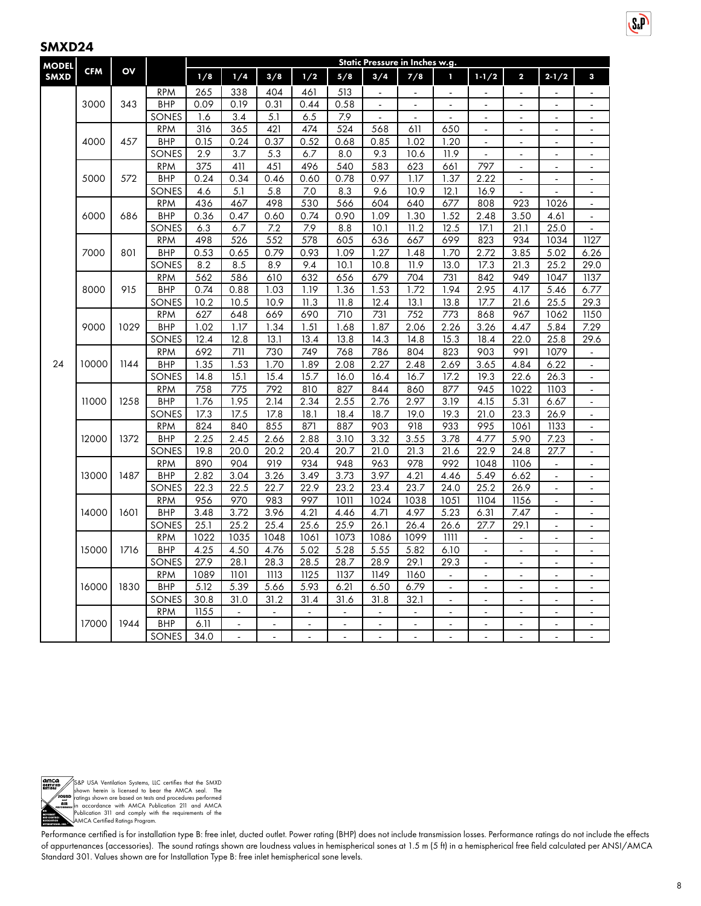## SMXD24

| MODEL SMXD | CFM | OV | | Static Pressure in Inches w.g. | | | | | | | | | | | |
|---|---|---|---|---|---|---|---|---|---|---|---|---|---|---|---|
| | | | | 1/8 | 1/4 | 3/8 | 1/2 | 5/8 | 3/4 | 7/8 | 1 | 1-1/2 | 2 | 2-1/2 | 3 |
| 24 | 3000 | 343 | RPM | 265 | 338 | 404 | 461 | 513 | - | - | - | - | - | - | - |
| | | | BHP | 0.09 | 0.19 | 0.31 | 0.44 | 0.58 | - | - | - | - | - | - | - |
| | | | SONES | 1.6 | 3.4 | 5.1 | 6.5 | 7.9 | - | - | - | - | - | - | - |
| | 4000 | 457 | RPM | 316 | 365 | 421 | 474 | 524 | 568 | 611 | 650 | - | - | - | - |
| | | | BHP | 0.15 | 0.24 | 0.37 | 0.52 | 0.68 | 0.85 | 1.02 | 1.20 | - | - | - | - |
| | | | SONES | 2.9 | 3.7 | 5.3 | 6.7 | 8.0 | 9.3 | 10.6 | 11.9 | - | - | - | - |
| | 5000 | 572 | RPM | 375 | 411 | 451 | 496 | 540 | 583 | 623 | 661 | 797 | - | - | - |
| | | | BHP | 0.24 | 0.34 | 0.46 | 0.60 | 0.78 | 0.97 | 1.17 | 1.37 | 2.22 | - | - | - |
| | | | SONES | 4.6 | 5.1 | 5.8 | 7.0 | 8.3 | 9.6 | 10.9 | 12.1 | 16.9 | - | - | - |
| | 6000 | 686 | RPM | 436 | 467 | 498 | 530 | 566 | 604 | 640 | 677 | 808 | 923 | 1026 | - |
| | | | BHP | 0.36 | 0.47 | 0.60 | 0.74 | 0.90 | 1.09 | 1.30 | 1.52 | 2.48 | 3.50 | 4.61 | - |
| | | | SONES | 6.3 | 6.7 | 7.2 | 7.9 | 8.8 | 10.1 | 11.2 | 12.5 | 17.1 | 21.1 | 25.0 | - |
| | 7000 | 801 | RPM | 498 | 526 | 552 | 578 | 605 | 636 | 667 | 699 | 823 | 934 | 1034 | 1127 |
| | | | BHP | 0.53 | 0.65 | 0.79 | 0.93 | 1.09 | 1.27 | 1.48 | 1.70 | 2.72 | 3.85 | 5.02 | 6.26 |
| | | | SONES | 8.2 | 8.5 | 8.9 | 9.4 | 10.1 | 10.8 | 11.9 | 13.0 | 17.3 | 21.3 | 25.2 | 29.0 |
| | 8000 | 915 | RPM | 562 | 586 | 610 | 632 | 656 | 679 | 704 | 731 | 842 | 949 | 1047 | 1137 |
| | | | BHP | 0.74 | 0.88 | 1.03 | 1.19 | 1.36 | 1.53 | 1.72 | 1.94 | 2.95 | 4.17 | 5.46 | 6.77 |
| | | | SONES | 10.2 | 10.5 | 10.9 | 11.3 | 11.8 | 12.4 | 13.1 | 13.8 | 17.7 | 21.6 | 25.5 | 29.3 |
| | 9000 | 1029 | RPM | 627 | 648 | 669 | 690 | 710 | 731 | 752 | 773 | 868 | 967 | 1062 | 1150 |
| | | | BHP | 1.02 | 1.17 | 1.34 | 1.51 | 1.68 | 1.87 | 2.06 | 2.26 | 3.26 | 4.47 | 5.84 | 7.29 |
| | | | SONES | 12.4 | 12.8 | 13.1 | 13.4 | 13.8 | 14.3 | 14.8 | 15.3 | 18.4 | 22.0 | 25.8 | 29.6 |
| | 10000 | 1144 | RPM | 692 | 711 | 730 | 749 | 768 | 786 | 804 | 823 | 903 | 991 | 1079 | - |
| | | | BHP | 1.35 | 1.53 | 1.70 | 1.89 | 2.08 | 2.27 | 2.48 | 2.69 | 3.65 | 4.84 | 6.22 | - |
| | | | SONES | 14.8 | 15.1 | 15.4 | 15.7 | 16.0 | 16.4 | 16.7 | 17.2 | 19.3 | 22.6 | 26.3 | - |
| | 11000 | 1258 | RPM | 758 | 775 | 792 | 810 | 827 | 844 | 860 | 877 | 945 | 1022 | 1103 | - |
| | | | BHP | 1.76 | 1.95 | 2.14 | 2.34 | 2.55 | 2.76 | 2.97 | 3.19 | 4.15 | 5.31 | 6.67 | - |
| | | | SONES | 17.3 | 17.5 | 17.8 | 18.1 | 18.4 | 18.7 | 19.0 | 19.3 | 21.0 | 23.3 | 26.9 | - |
| | 12000 | 1372 | RPM | 824 | 840 | 855 | 871 | 887 | 903 | 918 | 933 | 995 | 1061 | 1133 | - |
| | | | BHP | 2.25 | 2.45 | 2.66 | 2.88 | 3.10 | 3.32 | 3.55 | 3.78 | 4.77 | 5.90 | 7.23 | - |
| | | | SONES | 19.8 | 20.0 | 20.2 | 20.4 | 20.7 | 21.0 | 21.3 | 21.6 | 22.9 | 24.8 | 27.7 | - |
| | 13000 | 1487 | RPM | 890 | 904 | 919 | 934 | 948 | 963 | 978 | 992 | 1048 | 1106 | - | - |
| | | | BHP | 2.82 | 3.04 | 3.26 | 3.49 | 3.73 | 3.97 | 4.21 | 4.46 | 5.49 | 6.62 | - | - |
| | | | SONES | 22.3 | 22.5 | 22.7 | 22.9 | 23.2 | 23.4 | 23.7 | 24.0 | 25.2 | 26.9 | - | - |
| | 14000 | 1601 | RPM | 956 | 970 | 983 | 997 | 1011 | 1024 | 1038 | 1051 | 1104 | 1156 | - | - |
| | | | BHP | 3.48 | 3.72 | 3.96 | 4.21 | 4.46 | 4.71 | 4.97 | 5.23 | 6.31 | 7.47 | - | - |
| | | | SONES | 25.1 | 25.2 | 25.4 | 25.6 | 25.9 | 26.1 | 26.4 | 26.6 | 27.7 | 29.1 | - | - |
| | 15000 | 1716 | RPM | 1022 | 1035 | 1048 | 1061 | 1073 | 1086 | 1099 | 1111 | - | - | - | - |
| | | | BHP | 4.25 | 4.50 | 4.76 | 5.02 | 5.28 | 5.55 | 5.82 | 6.10 | - | - | - | - |
| | | | SONES | 27.9 | 28.1 | 28.3 | 28.5 | 28.7 | 28.9 | 29.1 | 29.3 | - | - | - | - |
| | 16000 | 1830 | RPM | 1089 | 1101 | 1113 | 1125 | 1137 | 1149 | 1160 | - | - | - | - | - |
| | | | BHP | 5.12 | 5.39 | 5.66 | 5.93 | 6.21 | 6.50 | 6.79 | - | - | - | - | - |
| | | | SONES | 30.8 | 31.0 | 31.2 | 31.4 | 31.6 | 31.8 | 32.1 | - | - | - | - | - |
| | 17000 | 1944 | RPM | 1155 | - | - | - | - | - | - | - | - | - | - | - |
| | | | BHP | 6.11 | - | - | - | - | - | - | - | - | - | - | - |
| | | | SONES | 34.0 | - | - | - | - | - | - | - | - | - | - | - |

S&P USA Ventilation Systems, LLC certifies that the SMXD shown herein is licensed to bear the AMCA seal. The ratings shown are based on tests and procedures performed in accordance with AMCA Publication 211 and AMCA Publication 311 and comply with the requirements of the AMCA Certified Ratings Program.

Performance certified is for installation type B: free inlet, ducted outlet. Power rating (BHP) does not include transmission losses. Performance ratings do not include the effects of appurtenances (accessories). The sound ratings shown are loudness values in hemispherical sones at 1.5 m (5 ft) in a hemispherical free field calculated per ANSI/AMCA Standard 301. Values shown are for Installation Type B: free inlet hemispherical sone levels.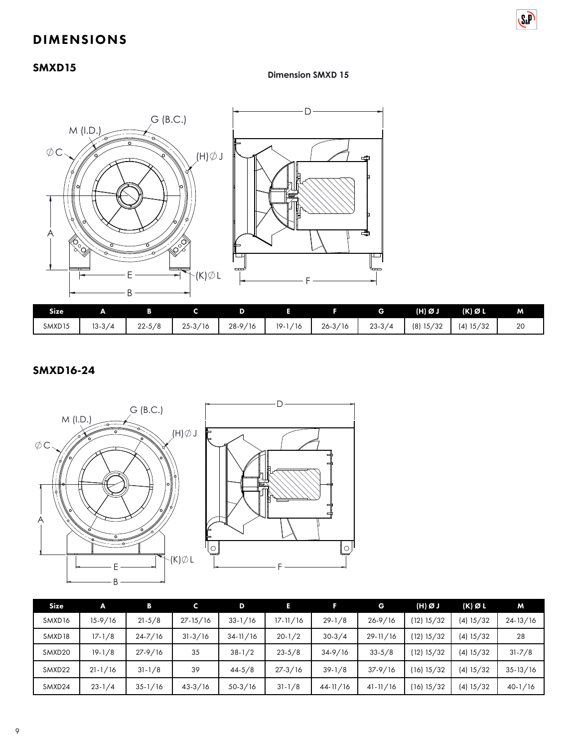# DIMENSIONS

## SMXD15

**Dimension SMXD 15**

D
M (I.D.)
G (B.C.)
ØC
(H)ØJ
A
E
(K)ØL
B
F

| Size | A | B | C | D | E | F | G | (H) Ø J | (K) Ø L | M |
|---|---|---|---|---|---|---|---|---|---|---|
| SMXD15 | 13-3/4 | 22-5/8 | 25-3/16 | 28-9/16 | 19-1/16 | 26-3/16 | 23-3/4 | (8) 15/32 | (4) 15/32 | 20 |

## SMXD16-24

D
G (B.C.)
M (I.D.)
(H)ØJ
ØC
A
(K)ØL
E
F
B

| Size | A | B | C | D | E | F | G | (H) Ø J | (K) Ø L | M |
|---|---|---|---|---|---|---|---|---|---|---|
| SMXD16 | 15-9/16 | 21-5/8 | 27-15/16 | 33-1/16 | 17-11/16 | 29-1/8 | 26-9/16 | (12) 15/32 | (4) 15/32 | 24-13/16 |
| SMXD18 | 17-1/8 | 24-7/16 | 31-3/16 | 34-11/16 | 20-1/2 | 30-3/4 | 29-11/16 | (12) 15/32 | (4) 15/32 | 28 |
| SMXD20 | 19-1/8 | 27-9/16 | 35 | 38-1/2 | 23-5/8 | 34-9/16 | 33-5/8 | (12) 15/32 | (4) 15/32 | 31-7/8 |
| SMXD22 | 21-1/16 | 31-1/8 | 39 | 44-5/8 | 27-3/16 | 39-1/8 | 37-9/16 | (16) 15/32 | (4) 15/32 | 35-13/16 |
| SMXD24 | 23-1/4 | 35-1/16 | 43-3/16 | 50-3/16 | 31-1/8 | 44-11/16 | 41-11/16 | (16) 15/32 | (4) 15/32 | 40-1/16 |